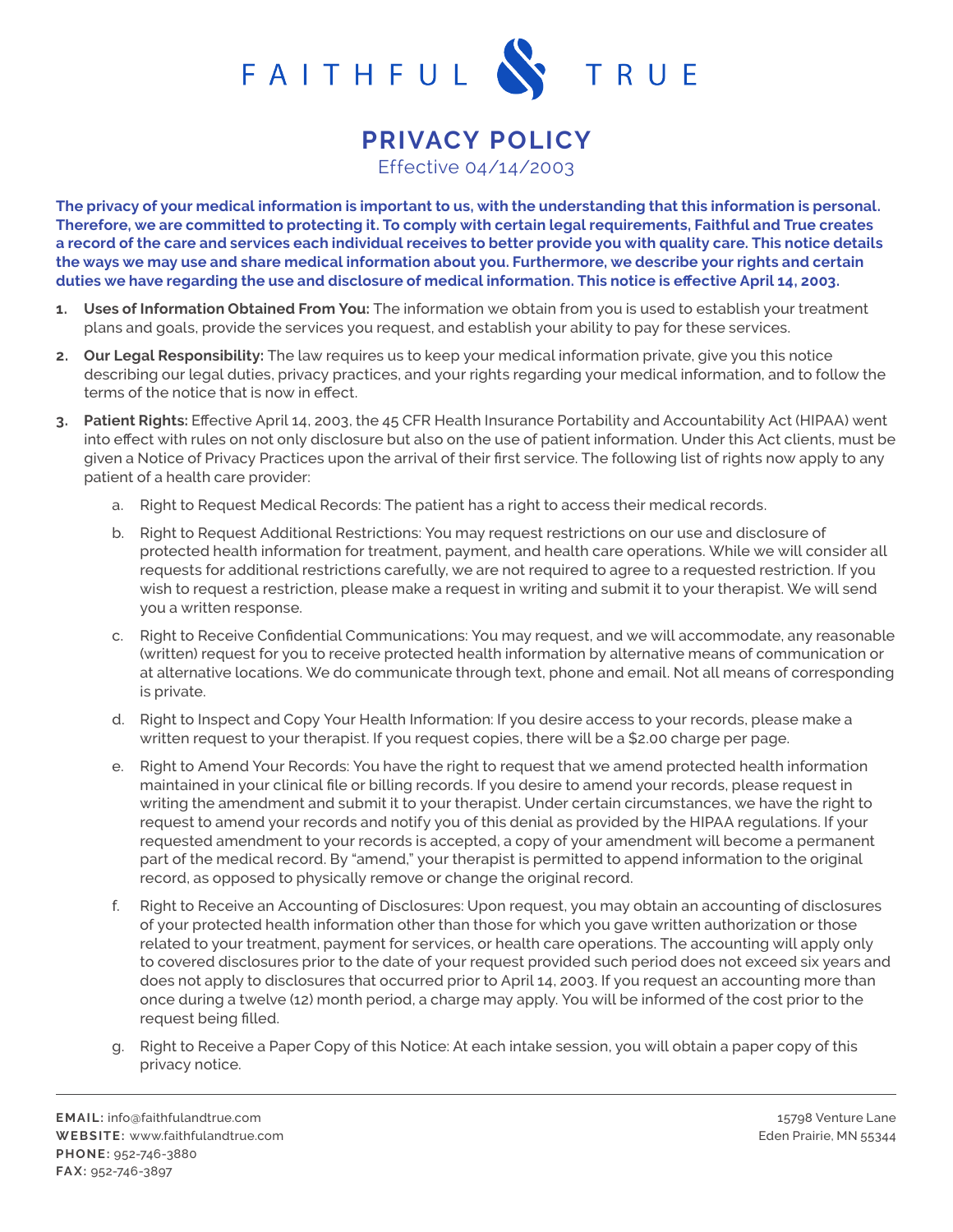FAITHFUL & TRUE

# PRIVACY POLICY

Effective 04/14/2003

**The privacy of your medical information is important to us, with the understanding that this information is personal. Therefore, we are committed to protecting it. To comply with certain legal requirements, Faithful and True creates a record of the care and services each individual receives to better provide you with quality care. This notice details the ways we may use and share medical information about you. Furthermore, we describe your rights and certain duties we have regarding the use and disclosure of medical information. This notice is effective April 14, 2003.**

1. **Uses of Information Obtained From You:** The information we obtain from you is used to establish your treatment plans and goals, provide the services you request, and establish your ability to pay for these services.
2. **Our Legal Responsibility:** The law requires us to keep your medical information private, give you this notice describing our legal duties, privacy practices, and your rights regarding your medical information, and to follow the terms of the notice that is now in effect.
3. **Patient Rights:** Effective April 14, 2003, the 45 CFR Health Insurance Portability and Accountability Act (HIPAA) went into effect with rules on not only disclosure but also on the use of patient information. Under this Act clients, must be given a Notice of Privacy Practices upon the arrival of their first service. The following list of rights now apply to any patient of a health care provider:
   a. Right to Request Medical Records: The patient has a right to access their medical records.
   b. Right to Request Additional Restrictions: You may request restrictions on our use and disclosure of protected health information for treatment, payment, and health care operations. While we will consider all requests for additional restrictions carefully, we are not required to agree to a requested restriction. If you wish to request a restriction, please make a request in writing and submit it to your therapist. We will send you a written response.
   c. Right to Receive Confidential Communications: You may request, and we will accommodate, any reasonable (written) request for you to receive protected health information by alternative means of communication or at alternative locations. We do communicate through text, phone and email. Not all means of corresponding is private.
   d. Right to Inspect and Copy Your Health Information: If you desire access to your records, please make a written request to your therapist. If you request copies, there will be a $2.00 charge per page.
   e. Right to Amend Your Records: You have the right to request that we amend protected health information maintained in your clinical file or billing records. If you desire to amend your records, please request in writing the amendment and submit it to your therapist. Under certain circumstances, we have the right to request to amend your records and notify you of this denial as provided by the HIPAA regulations. If your requested amendment to your records is accepted, a copy of your amendment will become a permanent part of the medical record. By "amend," your therapist is permitted to append information to the original record, as opposed to physically remove or change the original record.
   f. Right to Receive an Accounting of Disclosures: Upon request, you may obtain an accounting of disclosures of your protected health information other than those for which you gave written authorization or those related to your treatment, payment for services, or health care operations. The accounting will apply only to covered disclosures prior to the date of your request provided such period does not exceed six years and does not apply to disclosures that occurred prior to April 14, 2003. If you request an accounting more than once during a twelve (12) month period, a charge may apply. You will be informed of the cost prior to the request being filled.
   g. Right to Receive a Paper Copy of this Notice: At each intake session, you will obtain a paper copy of this privacy notice.

**EMAIL:** info@faithfulandtrue.com
**WEBSITE:** www.faithfulandtrue.com
**PHONE:** 952-746-3880
**FAX:** 952-746-3897

15798 Venture Lane
Eden Prairie, MN 55344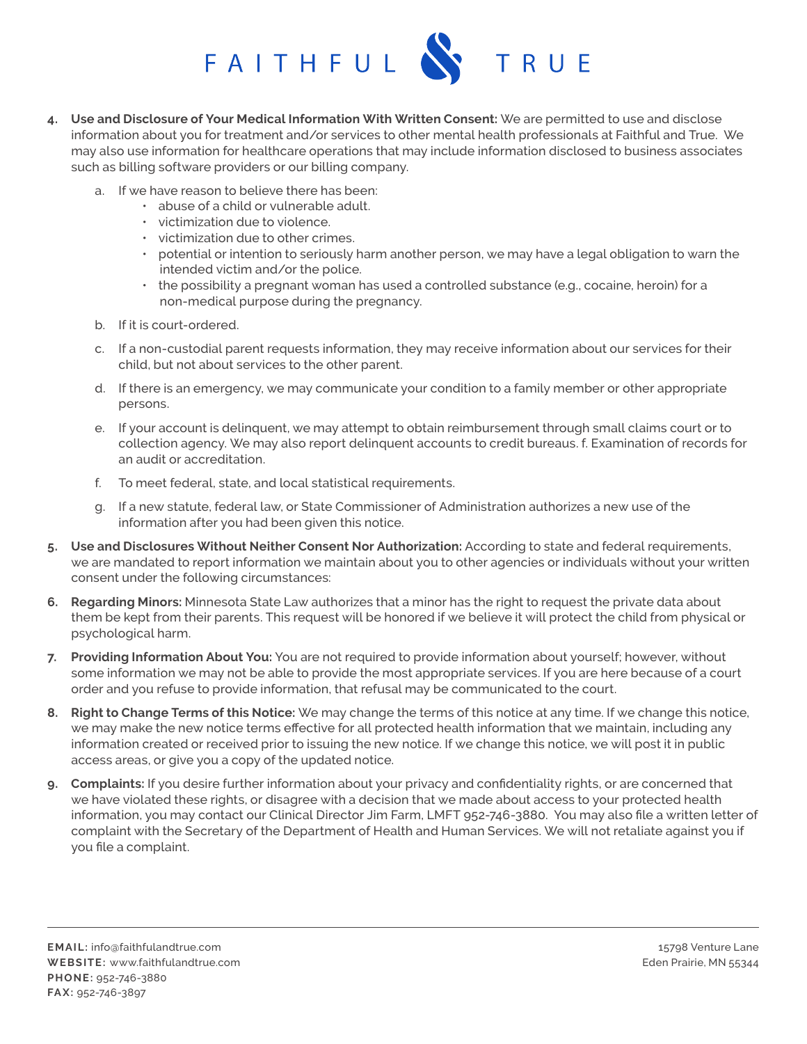4. **Use and Disclosure of Your Medical Information With Written Consent:** We are permitted to use and disclose information about you for treatment and/or services to other mental health professionals at Faithful and True. We may also use information for healthcare operations that may include information disclosed to business associates such as billing software providers or our billing company.

    a. If we have reason to believe there has been:
        - abuse of a child or vulnerable adult.
        - victimization due to violence.
        - victimization due to other crimes.
        - potential or intention to seriously harm another person, we may have a legal obligation to warn the intended victim and/or the police.
        - the possibility a pregnant woman has used a controlled substance (e.g., cocaine, heroin) for a non-medical purpose during the pregnancy.

    b. If it is court-ordered.

    c. If a non-custodial parent requests information, they may receive information about our services for their child, but not about services to the other parent.

    d. If there is an emergency, we may communicate your condition to a family member or other appropriate persons.

    e. If your account is delinquent, we may attempt to obtain reimbursement through small claims court or to collection agency. We may also report delinquent accounts to credit bureaus. f. Examination of records for an audit or accreditation.

    f. To meet federal, state, and local statistical requirements.

    g. If a new statute, federal law, or State Commissioner of Administration authorizes a new use of the information after you had been given this notice.

5. **Use and Disclosures Without Neither Consent Nor Authorization:** According to state and federal requirements, we are mandated to report information we maintain about you to other agencies or individuals without your written consent under the following circumstances:

6. **Regarding Minors:** Minnesota State Law authorizes that a minor has the right to request the private data about them be kept from their parents. This request will be honored if we believe it will protect the child from physical or psychological harm.

7. **Providing Information About You:** You are not required to provide information about yourself; however, without some information we may not be able to provide the most appropriate services. If you are here because of a court order and you refuse to provide information, that refusal may be communicated to the court.

8. **Right to Change Terms of this Notice:** We may change the terms of this notice at any time. If we change this notice, we may make the new notice terms effective for all protected health information that we maintain, including any information created or received prior to issuing the new notice. If we change this notice, we will post it in public access areas, or give you a copy of the updated notice.

9. **Complaints:** If you desire further information about your privacy and confidentiality rights, or are concerned that we have violated these rights, or disagree with a decision that we made about access to your protected health information, you may contact our Clinical Director Jim Farm, LMFT 952-746-3880. You may also file a written letter of complaint with the Secretary of the Department of Health and Human Services. We will not retaliate against you if you file a complaint.